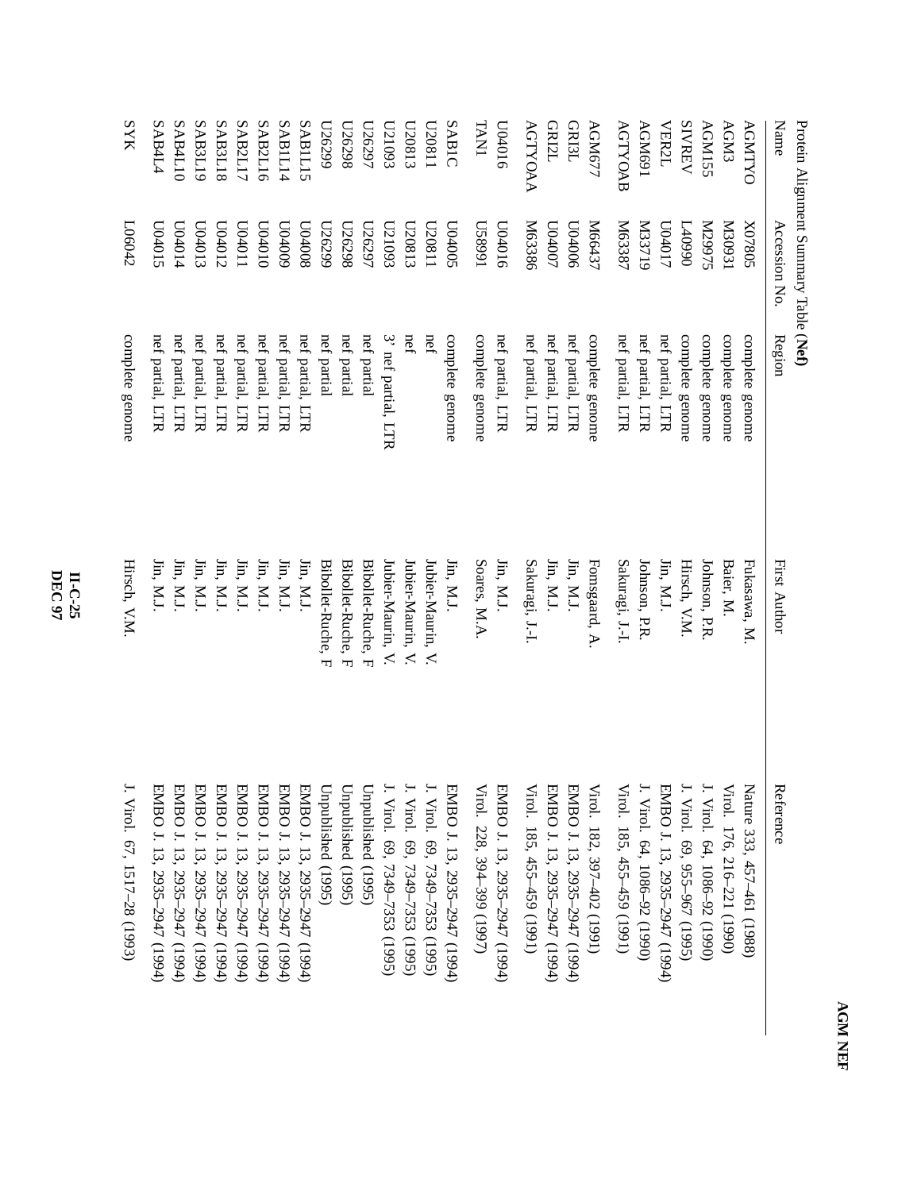Protein Alignment Summary Table (**Nef**)

| Name | Accession No. | Region | First Author | Reference |
|---|---|---|---|---|
| AGMTYO | X07805 | complete genome | Fukasawa, M. | Nature 333, 457–461 (1988) |
| AGM3 | M30931 | complete genome | Baier, M. | Virol. 176, 216–221 (1990) |
| AGM155 | M29975 | complete genome | Johnson, P.R. | J. Virol. 64, 1086–92 (1990) |
| SIVREV | L40990 | complete genome | Hirsch, V.M. | J. Virol. 69, 955–967 (1995) |
| VER2L | U04017 | nef partial, LTR | Jin, M.J. | EMBO J. 13, 2935–2947 (1994) |
| AGM691 | M33719 | nef partial, LTR | Johnson, P.R. | J. Virol. 64, 1086–92 (1990) |
| AGTYOAB | M63387 | nef partial, LTR | Sakuragi, J.-I. | Virol. 185, 455–459 (1991) |
| AGM677 | M66437 | complete genome | Fomsgaard, A. | Virol. 182, 397–402 (1991) |
| GRI3L | U04006 | nef partial, LTR | Jin, M.J. | EMBO J. 13, 2935–2947 (1994) |
| GRI2L | U04007 | nef partial, LTR | Jin, M.J. | EMBO J. 13, 2935–2947 (1994) |
| AGTYOAA | M63386 | nef partial, LTR | Sakuragi, J.-I. | Virol. 185, 455–459 (1991) |
| U04016 | U04016 | nef partial, LTR | Jin, M.J. | EMBO J. 13, 2935–2947 (1994) |
| TAN1 | U58991 | complete genome | Soares, M.A. | Virol. 228, 394–399 (1997) |
| SAB1C | U04005 | complete genome | Jin, M.J. | EMBO J. 13, 2935–2947 (1994) |
| U20811 | U20811 | nef | Jubier-Maurin, V. | J. Virol. 69, 7349–7353 (1995) |
| U20813 | U20813 | nef | Jubier-Maurin, V. | J. Virol. 69, 7349–7353 (1995) |
| U21093 | U21093 | 3' nef partial, LTR | Jubier-Maurin, V. | J. Virol. 69, 7349–7353 (1995) |
| U26297 | U26297 | nef partial | Bibollet-Ruche, F | Unpublished (1995) |
| U26298 | U26298 | nef partial | Bibollet-Ruche, F | Unpublished (1995) |
| U26299 | U26299 | nef partial | Bibollet-Ruche, F | Unpublished (1995) |
| SAB1L15 | U04008 | nef partial, LTR | Jin, M.J. | EMBO J. 13, 2935–2947 (1994) |
| SAB1L14 | U04009 | nef partial, LTR | Jin, M.J. | EMBO J. 13, 2935–2947 (1994) |
| SAB2L16 | U04010 | nef partial, LTR | Jin, M.J. | EMBO J. 13, 2935–2947 (1994) |
| SAB2L17 | U04011 | nef partial, LTR | Jin, M.J. | EMBO J. 13, 2935–2947 (1994) |
| SAB3L18 | U04012 | nef partial, LTR | Jin, M.J. | EMBO J. 13, 2935–2947 (1994) |
| SAB3L19 | U04013 | nef partial, LTR | Jin, M.J. | EMBO J. 13, 2935–2947 (1994) |
| SAB4L10 | U04014 | nef partial, LTR | Jin, M.J. | EMBO J. 13, 2935–2947 (1994) |
| SAB4L4 | U04015 | nef partial, LTR | Jin, M.J. | EMBO J. 13, 2935–2947 (1994) |
| SYK | L06042 | complete genome | Hirsch, V.M. | J. Virol. 67, 1517–28 (1993) |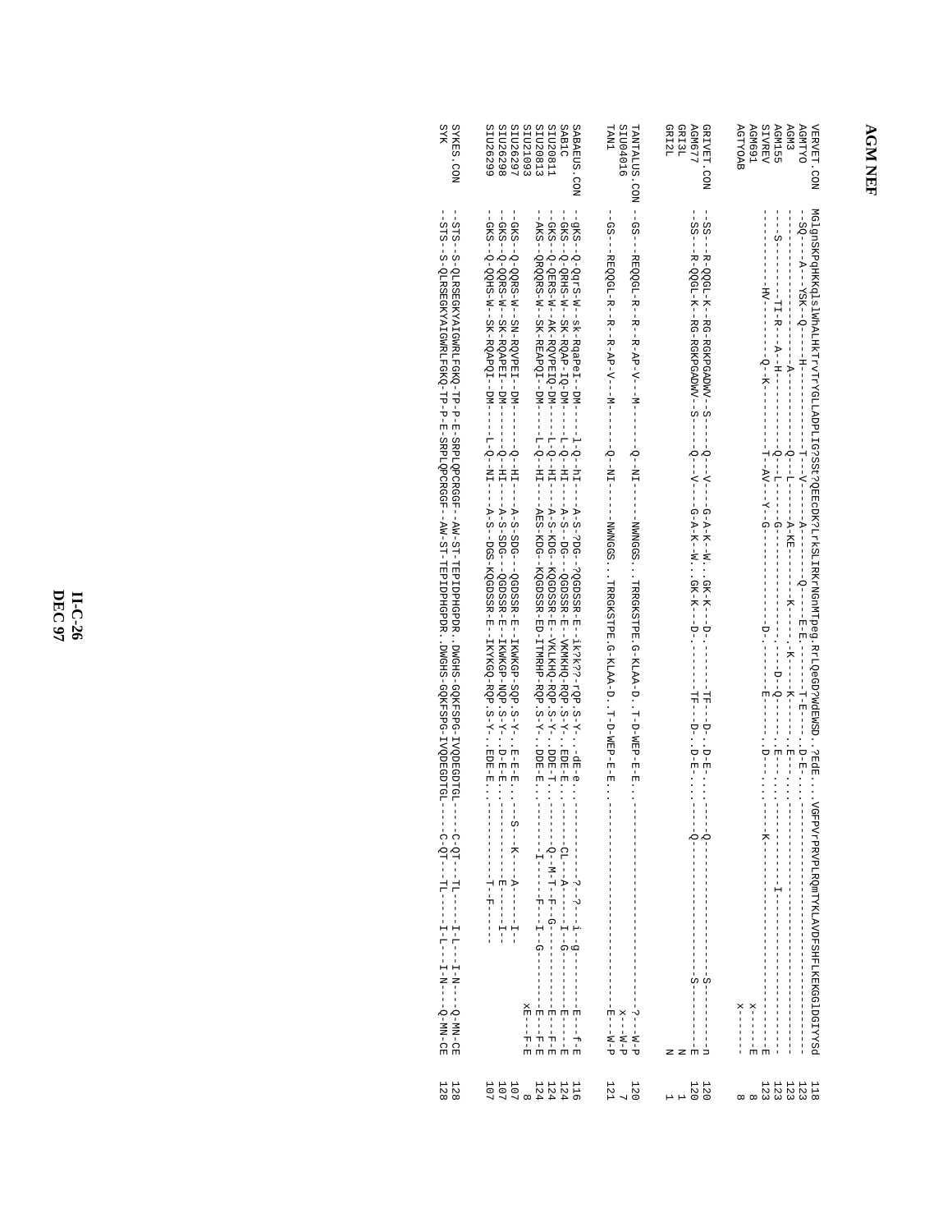# AGM NEF

```
VERVET.CON   MGlgnSKPqHKKqlsLWhALHKTrvTrYGLLADPLIG?SSt?QEEcDK?LrkSLIRKrNGnMTpeg.RrLQeGD?WdEWSD. ?EdE...VGFPVrPRVPLRQmTYKLAVDFSHFLKEKGGlDGIYYSd  118
AGMTYO       -SQ---A---YSK--Q-----H---------------T---V-------A----------Q----E-E.-------T-E----.D-E-.-------------------------------------------  123
AGM3         ----------------------A-------------Q---L-------A-KE-------K------K--------E--.-------------------------------------------------------  123
AGM155       ---S--------TI-R---A--H-----------Q---L------G-------------------K----------E---.-------------------------------------------------------  123
SIVREV       ---------------------------------Q---L--------G----------------D--Q------E---.------------I------------------------------------------E  123
AGM691       ----------HV----------Q--K-------T--AV---Y--G------------------D-------E------.D---.-------K----------------------------------x--------E  8
AGTYOAB                                                                                                                       x------   8

GRIVET.CON   -SS--R-QQGL-K--RG-RGKPGADWV--S-----Q---V-----G-A-K--W...GK-K---D--------TF---D--D-E-...----Q-------------------------S---------n  120
AGM677       -SS--R-QQGL-K--RG-RGKPGADWV--S-----Q---V-----G-A-K--W...GK-K---D--------TF---D--D-E-...----Q-------------------------S---------E  120
GRI3L                                                                                                                                     N   1
GRI2L                                                                                                                                     N   1

TANTALUS.CON -GS--REQQGL-R--R--R-AP-V---M------Q--NI------NWNGGS...TRRGKSTPE.G-KLAA-D..T-D-WEP-E-E..-------------------------------------?---W-P  120
SIU04016                                                                                                                      x---W-P   7
TAN1         -GS--REQQGL-R--R--R-AP-V---M------Q--NI------NWNGGS...TRRGKSTPE.G-KLAA-D..T-D-WEP-E-E..-------------------------------------E---W-P  121

SABAEUS.CON  -gKS--Q-QqrS-W--sk-RqaPeI--DM-----l-Q--hI----A-S-?DG--?QGDSSR-E--ik?k??-rQP.S-Y-..dE-e..------------?--?--i-g-------E---f-E  116
SAB1C        -GKS--Q-QRHS-W--SK-RQAP-IQ-DM-----L-Q--HI----A-S--DG--QGDSSR-E--VKMKHQ-RQP.S-Y-..EDE-E..--------CL---A----I-G-------E----E  124
SIU20811     -GKS--Q-QERS-W--AK-RQVPEIQ-DM-----L-Q--HI----A-S-KDG--KQGDSSR-E--VKLKHQ-RQP.S-Y-..DDE-T..--------Q--M-T--F--G-------E---F-E  124
SIU20813     -AKS--QRQRS-W--SK-REAPQI--DM-----L-Q--HI----AES-KDG--KQGDSSR-ED-ITMRHP-RQP.S-Y-..DDE-E..---------I------F--I--G-------E---F-E  124
SIU21093                                                                                                                      xE---F-E   8
SIU26297     -GKS--Q-QQRS-W--SN-RQVPEI--DM-------Q--HI----A-S-SDG---QGDSSR-E--IKWKGP-SQP.S-Y-..E-E-E..---S---K---A------I--                107
SIU26298     -GKS--Q-QQRS-W--SK-RQAPEI--DM-------Q--HI----A-S-SDG---QGDSSR-E--IKWKGP-NQP.S-Y-..D-E-E..----------E------I-                107
SIU26299     -GKS--Q-QQHS-W--SK-RQAPQI--DM-----L-Q--NI----A-S--DGS-KQGDSSR-E--IKYKGQ-RQP.S-Y-..EDE-E..---------T--F-----                   107

SYKES.CON    --STS--S-QLRSEGKYAIGWRLFGKQ-TP-P-E-SRPLQPCRGGF--AW-ST-TEPIDPHGPDR..DWGHS-GQKFSPG-IVQDEGDTGL----C-QT---TL-----I-L---I-N---Q-MN-CE  128
SYK          --STS--S-QLRSEGKYAIGWRLFGKQ-TP-P-E-SRPLQPCRGGF--AW-ST-TEPIDPHGPDR..DWGHS-GQKFSPG-IVQDEGDTGL----C-QT---TL-----I-L---I-N---Q-MN-CE  128
```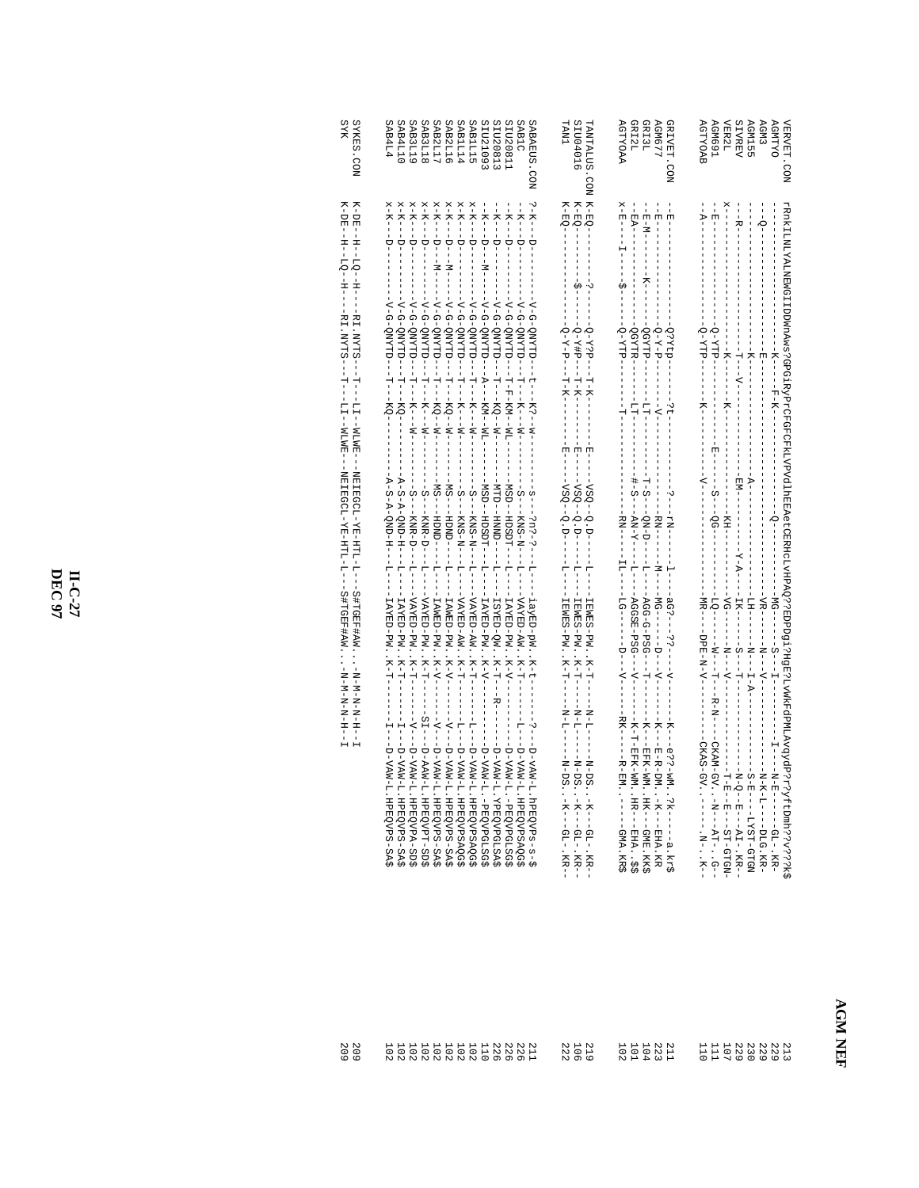```
VERVET.CON   rnkLlnLYALnEWGIIDDWnAws?GPGiRyPrCFGFCFkLVPVdlhEEAetCERHcLvHPAQ??EDPDgi?HgEFLvWkFdPMLAvqydPrr?yftDmh??v???k$   213
AGMTYO       ----------------K-----F-K----------------------Q-----------MG-----S---I---------I----N-E-----GL-KR-           229
AGM3         --Q-----------E------------------------------VR------N---V-----------N-K-L----DLG.KR-                         229
AGM155       ----------------K-----------------A----------LH------N---I-A------------S-E---LYST-GTGN                       230
SIVREV       --R-------------T---V---------------EM--------Y-A---IK------S---T------------N-Q--E---AI-KR-                   229
VER2L        --------------------K-----K------------KH---------VG------N---V----------T-E--E---ST-GTGN-                     107
AGM691       --E-----------Q-YTP--------------E----S---QG-------LQ-----W---T---R-N-----CKAM-GV.--N---AT-.G-                 111
AGTYOAB      --A-----------Q-YTP--------K-------V------------MR-----DPE-N-V-------CKAS-GV.-----N-.K--                       110

GRIVET.CON   --E-------------Q?Ytp-----?t-------------?---rN-----l---aG?---??---V-------K---e??-wM..?k----a.kr$            211
AGM677       --E-------------Q-Y-P-------V-------------------RN-------M---MG-----D---V-------K---E-R-DM..-K--EHA.KR         223
GRI3L        --E-M-----K-----QGYTP------LT-------------T-S---QN-D-----L---AGG-G-PSG---T-------K---EFK-WM..HK--GME.KK$       104
GRI2L        --EA------------QGYTR------LT-------------#-S---AN-Y-----L---AGGSE-PSG---V-------K-T-EFK-WM..HR--EHA.$$        101
AGTYOAA      x-E----I----$---Q-YTP-------T---------------RN------IL---LG-----D---V-------RK----R-EM.-----GMA.KR$           102

TANTALUS.CON K-EQ--------?----Q-Y?P----T-K--------E----VSQ--Q.D-------L---IEWES-PW..K-T------N-L----N-DS..-K---GL-.KR--    219
SIU64016     K-EQ--------$----Q-Y#P----T-K--------E----VSQ--Q.D-------L---IEWES-PW..K-T------N-L----N-DS..-K---GL-.KR--    106
TAN1         K-EQ-------------Q-Y-P----T-K--------E----VSQ--Q.D-------L---IEWES-PW..K-T------N-L----N-DS..-K---GL-.KR--    222

SABAEUS.CON  ?-K---D---------V-G-QNYTD---t---K?--w--------s---?n?-?---L---iaYED-pW..K-t-------?---D-VAW-L.hPEQVPs-s-$       211
SAB1C        --K---D---------V-G-QNYTD---T---K---W--------S---KNS-N---L---VAYED-AW..K-T-------L---D-VAW-L.HPEQVPSAQG$       226
SIU20811     --K---D---------V-G-QNYTD---T-F-KM--WL-------MSD-HDSDT---L---IAYED-PW..K-V---------D-VAW-L..PEQVPGLSG$        226
SIU20813     --K---D---------V-G-QNYTD---T---KQ--W--------MTD-HNND----L---ISYED-QW..K-T---R------D-VAW-L.YPEQVPGLSA$       226
SIU21093     --K---D---M-----V-G-QNYTD---A---KM--WL-------MSD-HDSDT---L---IAYED-PW..K-V---------D-VAW-L..PEQVPGLSG$        110
SAB1L15      x-K---D---------V-G-QNYTD---T---K---W--------S---KNS-N---L---VAYED-AW..K-T-------L---D-VAW-L.HPEQVPSAQG$       102
SAB1L14      x-K---D---------V-G-QNYTD---T---K---W--------S---KNS-N---L---VAYED-AW..K-T-------L---D-VAW-L.HPEQVPSAQG$       102
SAB2L16      x-K---D---M-----V-G-QNYTD---T---KQ--W--------MS--HDND----L---IAWED-PW..K-V-------V---D-VAW-L.HPEQVPS-SA$       102
SAB2L17      x-K---D---M-----V-G-QNYTD---T---KQ--W--------MS--HDND----L---IAWED-PW..K-V-------V---D-VAW-L.HPEQVPS-SA$       102
SAB3L18      x-K---D---------V-G-QNYTD---T---K---W--------S---KNR-D---L---VAYED-PW..K-T-------SI--D-AAW-L.HPEQVPT-SD$       102
SAB3L19      x-K---D---------V-G-QNYTD---T---K---W--------S---KNR-D---L---VAYED-PW..K-T-------V---D-VAW-L.HPEQVPA-SD$       102
SAB4L10      x-K---D---------V-G-QNYTD---T---KQ---------A-S-A-QND-H---L---IAYED-PW..K-T-------I---D-VAW-L.HPEQVPS-SA$       102
SAB4L4       x-K---D---------V-G-QNYTD---T---KQ---------A-S-A-QND-H---L---IAYED-PW..K-T-------I---D-VAW-L.HPEQVPS-SA$       102

SYKES.CON    K-DE--H--LQ--H---RI.NYTS---T---LI--WLWE---NEIEGCL-YE-HTL-L---S#TGEF#AW....N-M-N-H--I                        209
SYK          K-DE--H--LQ--H---RI.NYTS---T---LI--WLWE---NEIEGCL-YE-HTL-L---S#TGEF#AW....N-M-N-N-H--I                      209
```